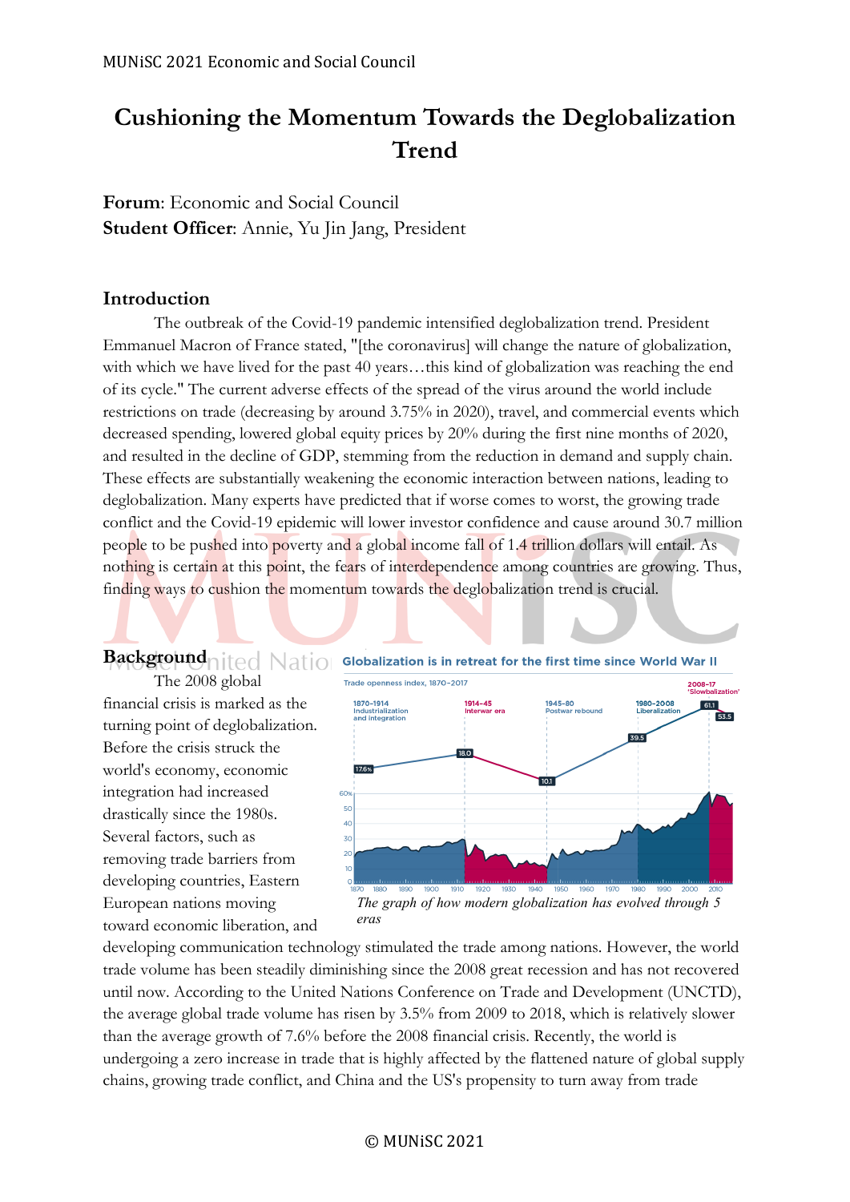# Cushioning the Momentum Towards the Deglobalization Trend

**Forum**: Economic and Social Council
**Student Officer**: Annie, Yu Jin Jang, President

## Introduction

The outbreak of the Covid-19 pandemic intensified deglobalization trend. President Emmanuel Macron of France stated, "[the coronavirus] will change the nature of globalization, with which we have lived for the past 40 years…this kind of globalization was reaching the end of its cycle." The current adverse effects of the spread of the virus around the world include restrictions on trade (decreasing by around 3.75% in 2020), travel, and commercial events which decreased spending, lowered global equity prices by 20% during the first nine months of 2020, and resulted in the decline of GDP, stemming from the reduction in demand and supply chain. These effects are substantially weakening the economic interaction between nations, leading to deglobalization. Many experts have predicted that if worse comes to worst, the growing trade conflict and the Covid-19 epidemic will lower investor confidence and cause around 30.7 million people to be pushed into poverty and a global income fall of 1.4 trillion dollars will entail. As nothing is certain at this point, the fears of interdependence among countries are growing. Thus, finding ways to cushion the momentum towards the deglobalization trend is crucial.

## Background

The 2008 global financial crisis is marked as the turning point of deglobalization. Before the crisis struck the world's economy, economic integration had increased drastically since the 1980s. Several factors, such as removing trade barriers from developing countries, Eastern European nations moving toward economic liberation, and developing communication technology stimulated the trade among nations. However, the world trade volume has been steadily diminishing since the 2008 great recession and has not recovered until now. According to the United Nations Conference on Trade and Development (UNCTD), the average global trade volume has risen by 3.5% from 2009 to 2018, which is relatively slower than the average growth of 7.6% before the 2008 financial crisis. Recently, the world is undergoing a zero increase in trade that is highly affected by the flattened nature of global supply chains, growing trade conflict, and China and the US's propensity to turn away from trade

*The graph of how modern globalization has evolved through 5 eras*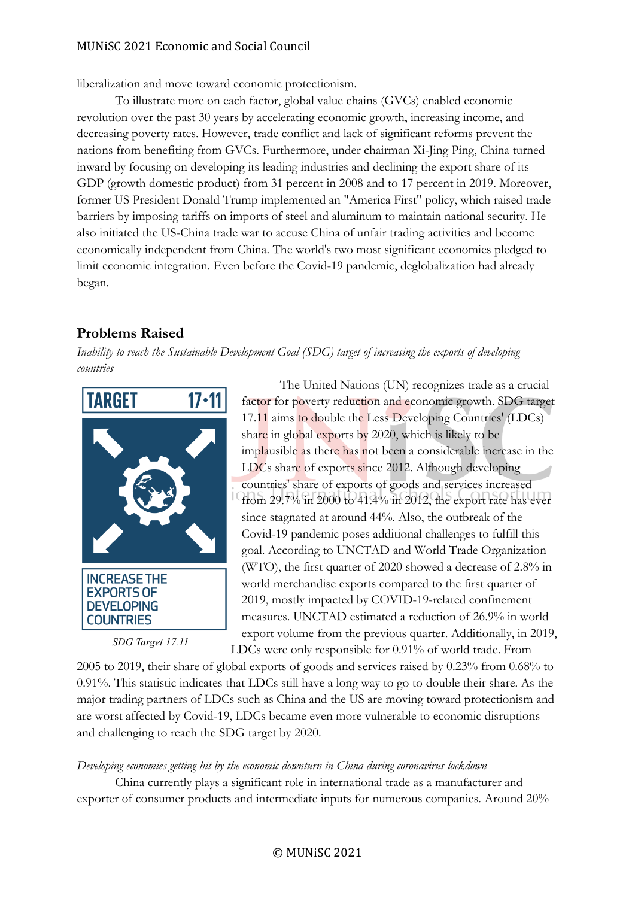liberalization and move toward economic protectionism.

To illustrate more on each factor, global value chains (GVCs) enabled economic revolution over the past 30 years by accelerating economic growth, increasing income, and decreasing poverty rates. However, trade conflict and lack of significant reforms prevent the nations from benefiting from GVCs. Furthermore, under chairman Xi-Jing Ping, China turned inward by focusing on developing its leading industries and declining the export share of its GDP (growth domestic product) from 31 percent in 2008 and to 17 percent in 2019. Moreover, former US President Donald Trump implemented an "America First" policy, which raised trade barriers by imposing tariffs on imports of steel and aluminum to maintain national security. He also initiated the US-China trade war to accuse China of unfair trading activities and become economically independent from China. The world's two most significant economies pledged to limit economic integration. Even before the Covid-19 pandemic, deglobalization had already began.

## Problems Raised

*Inability to reach the Sustainable Development Goal (SDG) target of increasing the exports of developing countries*

TARGET 17.11

INCREASE THE EXPORTS OF DEVELOPING COUNTRIES

*SDG Target 17.11*

The United Nations (UN) recognizes trade as a crucial factor for poverty reduction and economic growth. SDG target 17.11 aims to double the Less Developing Countries' (LDCs) share in global exports by 2020, which is likely to be implausible as there has not been a considerable increase in the LDCs share of exports since 2012. Although developing countries' share of exports of goods and services increased from 29.7% in 2000 to 41.4% in 2012, the export rate has ever since stagnated at around 44%. Also, the outbreak of the Covid-19 pandemic poses additional challenges to fulfill this goal. According to UNCTAD and World Trade Organization (WTO), the first quarter of 2020 showed a decrease of 2.8% in world merchandise exports compared to the first quarter of 2019, mostly impacted by COVID-19-related confinement measures. UNCTAD estimated a reduction of 26.9% in world export volume from the previous quarter. Additionally, in 2019, LDCs were only responsible for 0.91% of world trade. From 2005 to 2019, their share of global exports of goods and services raised by 0.23% from 0.68% to 0.91%. This statistic indicates that LDCs still have a long way to go to double their share. As the major trading partners of LDCs such as China and the US are moving toward protectionism and are worst affected by Covid-19, LDCs became even more vulnerable to economic disruptions and challenging to reach the SDG target by 2020.

*Developing economies getting hit by the economic downturn in China during coronavirus lockdown*

China currently plays a significant role in international trade as a manufacturer and exporter of consumer products and intermediate inputs for numerous companies. Around 20%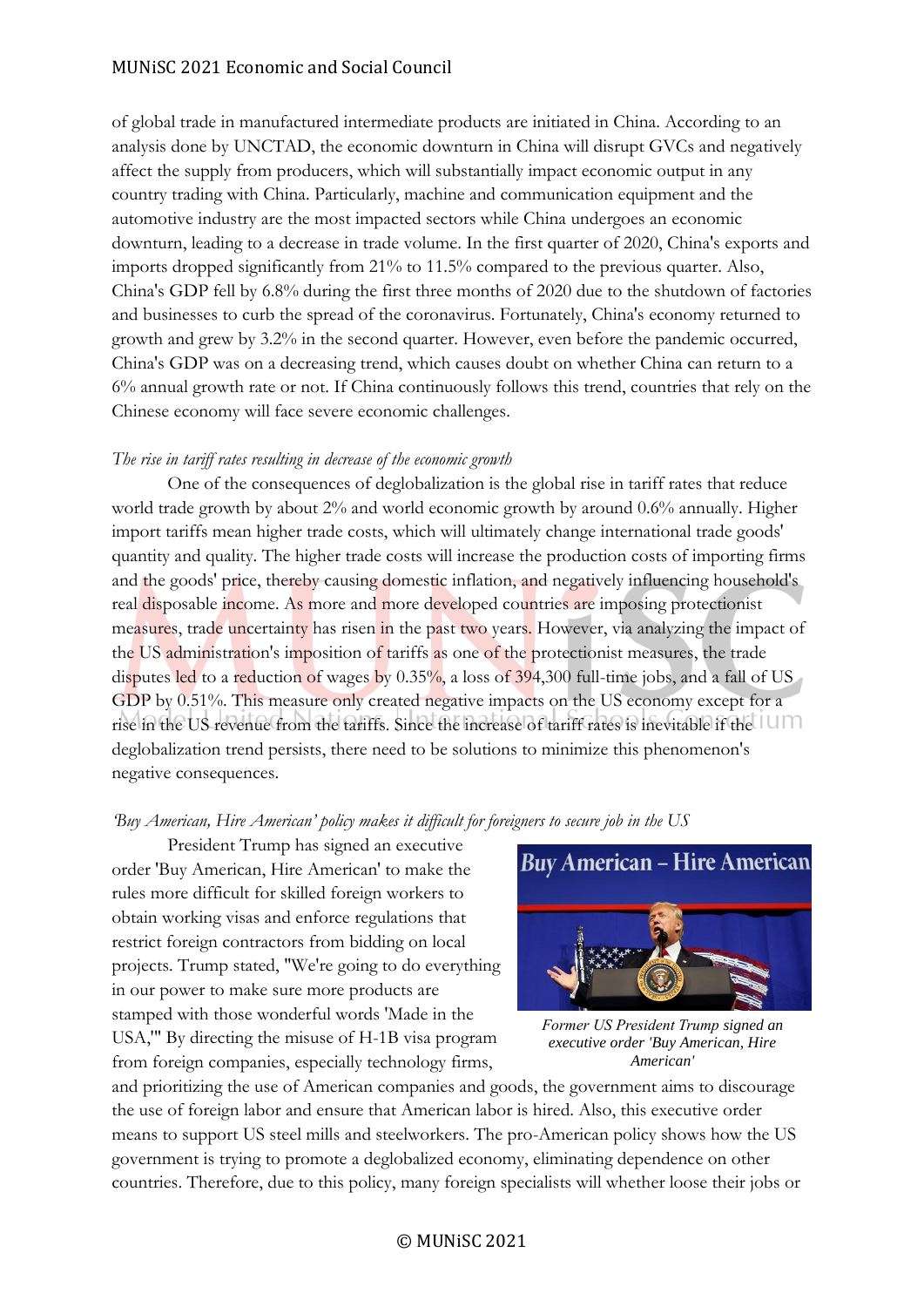of global trade in manufactured intermediate products are initiated in China. According to an analysis done by UNCTAD, the economic downturn in China will disrupt GVCs and negatively affect the supply from producers, which will substantially impact economic output in any country trading with China. Particularly, machine and communication equipment and the automotive industry are the most impacted sectors while China undergoes an economic downturn, leading to a decrease in trade volume. In the first quarter of 2020, China's exports and imports dropped significantly from 21% to 11.5% compared to the previous quarter. Also, China's GDP fell by 6.8% during the first three months of 2020 due to the shutdown of factories and businesses to curb the spread of the coronavirus. Fortunately, China's economy returned to growth and grew by 3.2% in the second quarter. However, even before the pandemic occurred, China's GDP was on a decreasing trend, which causes doubt on whether China can return to a 6% annual growth rate or not. If China continuously follows this trend, countries that rely on the Chinese economy will face severe economic challenges.

*The rise in tariff rates resulting in decrease of the economic growth*

One of the consequences of deglobalization is the global rise in tariff rates that reduce world trade growth by about 2% and world economic growth by around 0.6% annually. Higher import tariffs mean higher trade costs, which will ultimately change international trade goods' quantity and quality. The higher trade costs will increase the production costs of importing firms and the goods' price, thereby causing domestic inflation, and negatively influencing household's real disposable income. As more and more developed countries are imposing protectionist measures, trade uncertainty has risen in the past two years. However, via analyzing the impact of the US administration's imposition of tariffs as one of the protectionist measures, the trade disputes led to a reduction of wages by 0.35%, a loss of 394,300 full-time jobs, and a fall of US GDP by 0.51%. This measure only created negative impacts on the US economy except for a rise in the US revenue from the tariffs. Since the increase of tariff rates is inevitable if the deglobalization trend persists, there need to be solutions to minimize this phenomenon's negative consequences.

*'Buy American, Hire American' policy makes it difficult for foreigners to secure job in the US*

President Trump has signed an executive order 'Buy American, Hire American' to make the rules more difficult for skilled foreign workers to obtain working visas and enforce regulations that restrict foreign contractors from bidding on local projects. Trump stated, "We're going to do everything in our power to make sure more products are stamped with those wonderful words 'Made in the USA,'" By directing the misuse of H-1B visa program from foreign companies, especially technology firms, and prioritizing the use of American companies and goods, the government aims to discourage the use of foreign labor and ensure that American labor is hired. Also, this executive order means to support US steel mills and steelworkers. The pro-American policy shows how the US government is trying to promote a deglobalized economy, eliminating dependence on other countries. Therefore, due to this policy, many foreign specialists will whether loose their jobs or

*Former US President Trump signed an executive order 'Buy American, Hire American'*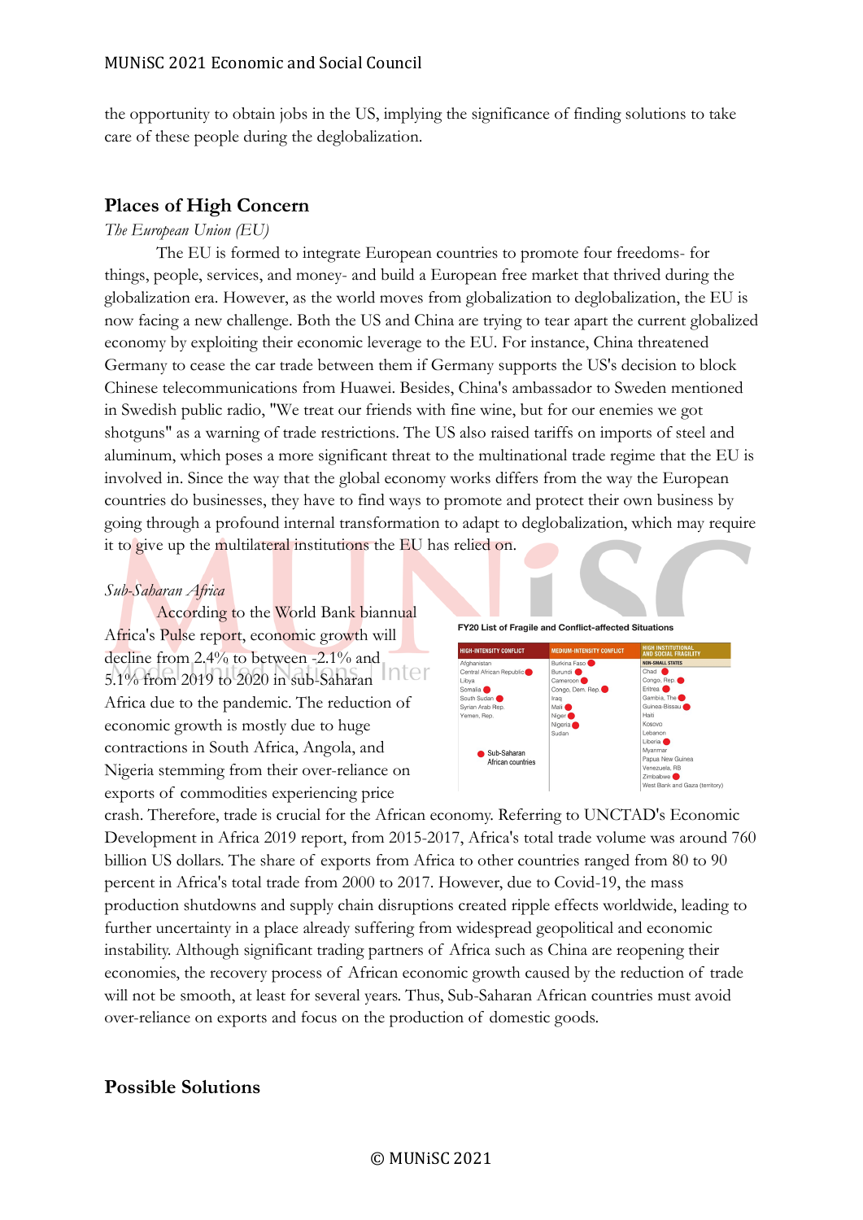the opportunity to obtain jobs in the US, implying the significance of finding solutions to take care of these people during the deglobalization.

## Places of High Concern

*The European Union (EU)*

The EU is formed to integrate European countries to promote four freedoms- for things, people, services, and money- and build a European free market that thrived during the globalization era. However, as the world moves from globalization to deglobalization, the EU is now facing a new challenge. Both the US and China are trying to tear apart the current globalized economy by exploiting their economic leverage to the EU. For instance, China threatened Germany to cease the car trade between them if Germany supports the US's decision to block Chinese telecommunications from Huawei. Besides, China's ambassador to Sweden mentioned in Swedish public radio, "We treat our friends with fine wine, but for our enemies we got shotguns" as a warning of trade restrictions. The US also raised tariffs on imports of steel and aluminum, which poses a more significant threat to the multinational trade regime that the EU is involved in. Since the way that the global economy works differs from the way the European countries do businesses, they have to find ways to promote and protect their own business by going through a profound internal transformation to adapt to deglobalization, which may require it to give up the multilateral institutions the EU has relied on.

*Sub-Saharan Africa*

According to the World Bank biannual Africa's Pulse report, economic growth will decline from 2.4% to between -2.1% and 5.1% from 2019 to 2020 in sub-Saharan Africa due to the pandemic. The reduction of economic growth is mostly due to huge contractions in South Africa, Angola, and Nigeria stemming from their over-reliance on exports of commodities experiencing price crash. Therefore, trade is crucial for the African economy. Referring to UNCTAD's Economic Development in Africa 2019 report, from 2015-2017, Africa's total trade volume was around 760 billion US dollars. The share of exports from Africa to other countries ranged from 80 to 90 percent in Africa's total trade from 2000 to 2017. However, due to Covid-19, the mass production shutdowns and supply chain disruptions created ripple effects worldwide, leading to further uncertainty in a place already suffering from widespread geopolitical and economic instability. Although significant trading partners of Africa such as China are reopening their economies, the recovery process of African economic growth caused by the reduction of trade will not be smooth, at least for several years. Thus, Sub-Saharan African countries must avoid over-reliance on exports and focus on the production of domestic goods.

**FY20 List of Fragile and Conflict-affected Situations**

| HIGH-INTENSITY CONFLICT | MEDIUM-INTENSITY CONFLICT | HIGH INSTITUTIONAL AND SOCIAL FRAGILITY (NON-SMALL STATES) |
|---|---|---|
| Afghanistan | Burkina Faso ● | Chad ● |
| Central African Republic ● | Burundi ● | Congo, Rep. ● |
| Libya | Cameroon ● | Eritrea ● |
| Somalia ● | Congo, Dem. Rep. ● | Gambia, The ● |
| South Sudan ● | Iraq | Guinea-Bissau ● |
| Syrian Arab Rep. | Mali ● | Haiti |
| Yemen, Rep. | Niger ● | Kosovo |
| | Nigeria ● | Lebanon |
| | Sudan | Liberia ● |
| | | Myanmar |
| | | Papua New Guinea |
| | | Venezuela, RB |
| | | Zimbabwe ● |
| | | West Bank and Gaza (territory) |

● Sub-Saharan African countries

## Possible Solutions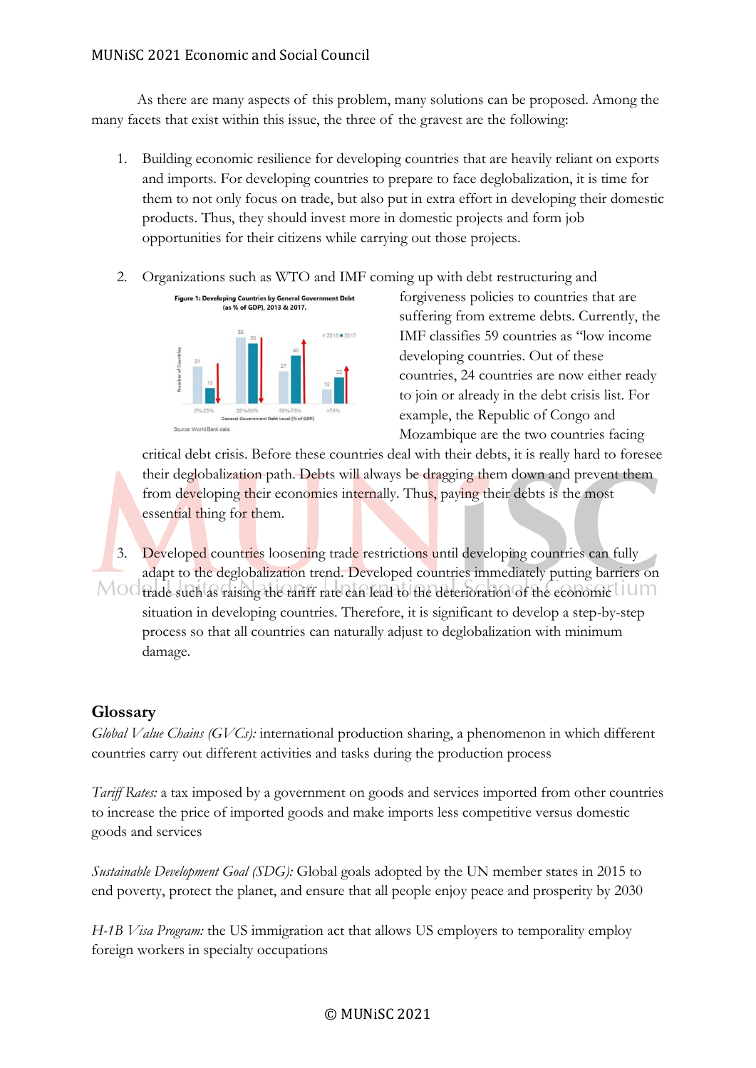As there are many aspects of this problem, many solutions can be proposed. Among the many facets that exist within this issue, the three of the gravest are the following:

1. Building economic resilience for developing countries that are heavily reliant on exports and imports. For developing countries to prepare to face deglobalization, it is time for them to not only focus on trade, but also put in extra effort in developing their domestic products. Thus, they should invest more in domestic projects and form job opportunities for their citizens while carrying out those projects.

2. Organizations such as WTO and IMF coming up with debt restructuring and forgiveness policies to countries that are suffering from extreme debts. Currently, the IMF classifies 59 countries as "low income developing countries. Out of these countries, 24 countries are now either ready to join or already in the debt crisis list. For example, the Republic of Congo and Mozambique are the two countries facing critical debt crisis. Before these countries deal with their debts, it is really hard to foresee their deglobalization path. Debts will always be dragging them down and prevent them from developing their economies internally. Thus, paying their debts is the most essential thing for them.

   Figure 1: Developing Countries by General Government Debt (as % of GDP), 2013 & 2017.

   | General Government Debt Level (% of GDP) | 2013 | 2017 |
   |---|---|---|
   | 0%-25% | 31 | 13 |
   | 25%-50% | 55 | 50 |
   | 50%-75% | 27 | 40 |
   | >75% | 12 | 22 |

   Source: World Bank data

3. Developed countries loosening trade restrictions until developing countries can fully adapt to the deglobalization trend. Developed countries immediately putting barriers on trade such as raising the tariff rate can lead to the deterioration of the economic situation in developing countries. Therefore, it is significant to develop a step-by-step process so that all countries can naturally adjust to deglobalization with minimum damage.

## Glossary

*Global Value Chains (GVCs):* international production sharing, a phenomenon in which different countries carry out different activities and tasks during the production process

*Tariff Rates:* a tax imposed by a government on goods and services imported from other countries to increase the price of imported goods and make imports less competitive versus domestic goods and services

*Sustainable Development Goal (SDG):* Global goals adopted by the UN member states in 2015 to end poverty, protect the planet, and ensure that all people enjoy peace and prosperity by 2030

*H-1B Visa Program:* the US immigration act that allows US employers to temporality employ foreign workers in specialty occupations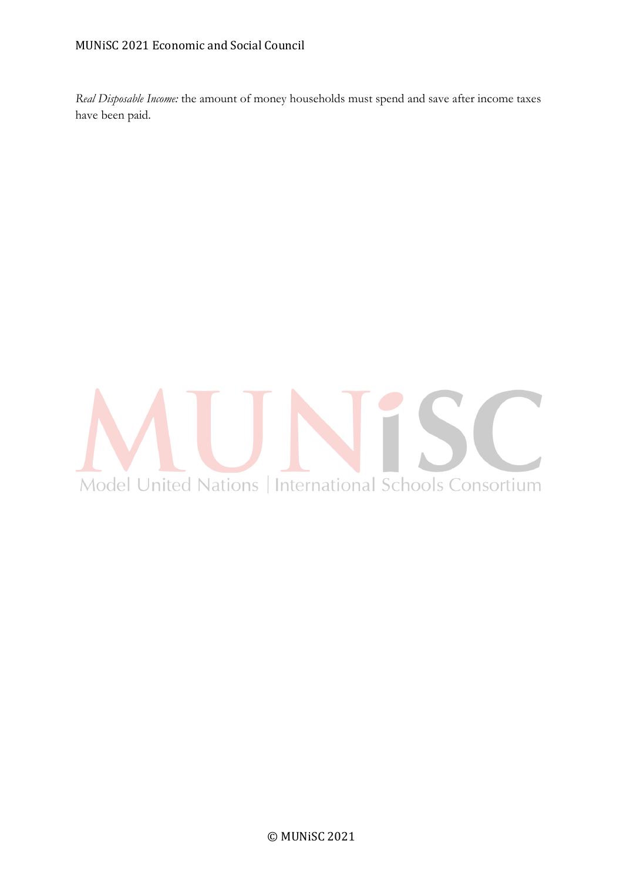*Real Disposable Income:* the amount of money households must spend and save after income taxes have been paid.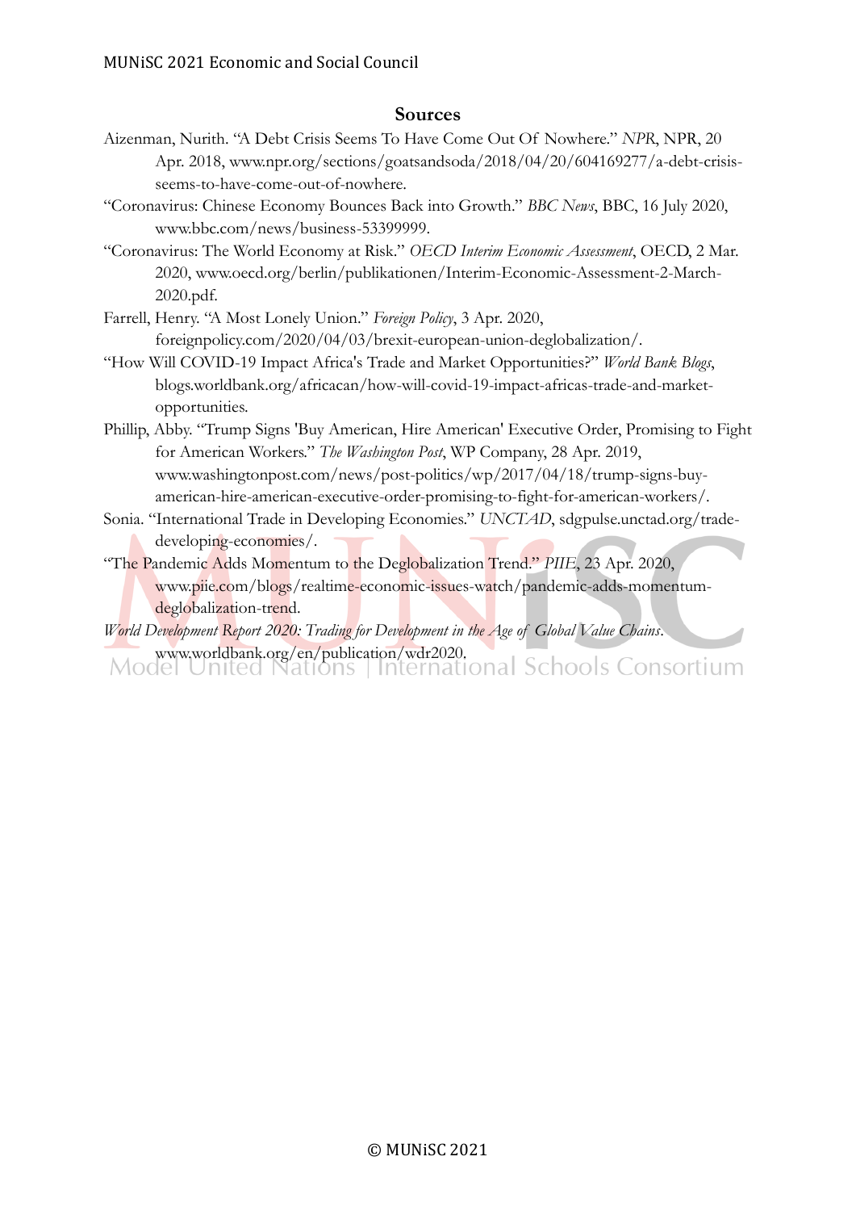## Sources

Aizenman, Nurith. "A Debt Crisis Seems To Have Come Out Of Nowhere." *NPR*, NPR, 20 Apr. 2018, www.npr.org/sections/goatsandsoda/2018/04/20/604169277/a-debt-crisis-seems-to-have-come-out-of-nowhere.

"Coronavirus: Chinese Economy Bounces Back into Growth." *BBC News*, BBC, 16 July 2020, www.bbc.com/news/business-53399999.

"Coronavirus: The World Economy at Risk." *OECD Interim Economic Assessment*, OECD, 2 Mar. 2020, www.oecd.org/berlin/publikationen/Interim-Economic-Assessment-2-March-2020.pdf.

Farrell, Henry. "A Most Lonely Union." *Foreign Policy*, 3 Apr. 2020, foreignpolicy.com/2020/04/03/brexit-european-union-deglobalization/.

"How Will COVID-19 Impact Africa's Trade and Market Opportunities?" *World Bank Blogs*, blogs.worldbank.org/africacan/how-will-covid-19-impact-africas-trade-and-market-opportunities.

Phillip, Abby. "Trump Signs 'Buy American, Hire American' Executive Order, Promising to Fight for American Workers." *The Washington Post*, WP Company, 28 Apr. 2019, www.washingtonpost.com/news/post-politics/wp/2017/04/18/trump-signs-buy-american-hire-american-executive-order-promising-to-fight-for-american-workers/.

Sonia. "International Trade in Developing Economies." *UNCTAD*, sdgpulse.unctad.org/trade-developing-economies/.

"The Pandemic Adds Momentum to the Deglobalization Trend." *PIIE*, 23 Apr. 2020, www.piie.com/blogs/realtime-economic-issues-watch/pandemic-adds-momentum-deglobalization-trend.

*World Development Report 2020: Trading for Development in the Age of Global Value Chains*. www.worldbank.org/en/publication/wdr2020.